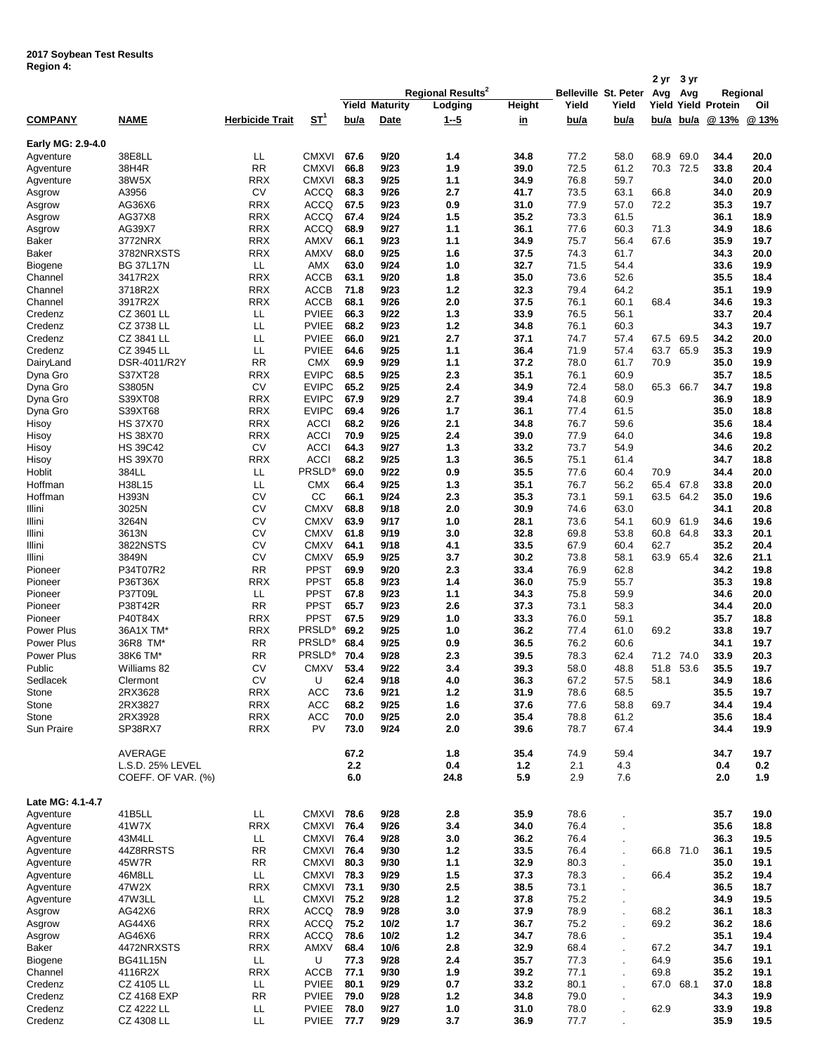**2017 Soybean Test Results**
**Region 4:**

| COMPANY | NAME | Herbicide Trait | ST[1] | Regional Results[2] Yield bu/a | Maturity Date | Lodging 1--5 | Height in | Belleville Yield bu/a | St. Peter Yield bu/a | 2 yr Avg Yield bu/a | 3 yr Avg Yield bu/a | Regional Protein @ 13% | Regional Oil @ 13% |
|---|---|---|---|---|---|---|---|---|---|---|---|---|---|
| **Early MG: 2.9-4.0** | | | | | | | | | | | | | |
| Agventure | 38E8LL | LL | CMXVI | 67.6 | 9/20 | 1.4 | 34.8 | 77.2 | 58.0 | 68.9 | 69.0 | 34.4 | 20.0 |
| Agventure | 38H4R | RR | CMXVI | 66.8 | 9/23 | 1.9 | 39.0 | 72.5 | 61.2 | 70.3 | 72.5 | 33.8 | 20.4 |
| Agventure | 38W5X | RRX | CMXVI | 68.3 | 9/25 | 1.1 | 34.9 | 76.8 | 59.7 | | | 34.0 | 20.0 |
| Asgrow | A3956 | CV | ACCQ | 68.3 | 9/26 | 2.7 | 41.7 | 73.5 | 63.1 | 66.8 | | 34.0 | 20.9 |
| Asgrow | AG36X6 | RRX | ACCQ | 67.5 | 9/23 | 0.9 | 31.0 | 77.9 | 57.0 | 72.2 | | 35.3 | 19.7 |
| Asgrow | AG37X8 | RRX | ACCQ | 67.4 | 9/24 | 1.5 | 35.2 | 73.3 | 61.5 | | | 36.1 | 18.9 |
| Asgrow | AG39X7 | RRX | ACCQ | 68.9 | 9/27 | 1.1 | 36.1 | 77.6 | 60.3 | 71.3 | | 34.9 | 18.6 |
| Baker | 3772NRX | RRX | AMXV | 66.1 | 9/23 | 1.1 | 34.9 | 75.7 | 56.4 | 67.6 | | 35.9 | 19.7 |
| Baker | 3782NRXSTS | RRX | AMXV | 68.0 | 9/25 | 1.6 | 37.5 | 74.3 | 61.7 | | | 34.3 | 20.0 |
| Biogene | BG 37L17N | LL | AMX | 63.0 | 9/24 | 1.0 | 32.7 | 71.5 | 54.4 | | | 33.6 | 19.9 |
| Channel | 3417R2X | RRX | ACCB | 63.1 | 9/20 | 1.8 | 35.0 | 73.6 | 52.6 | | | 35.5 | 18.4 |
| Channel | 3718R2X | RRX | ACCB | 71.8 | 9/23 | 1.2 | 32.3 | 79.4 | 64.2 | | | 35.1 | 19.9 |
| Channel | 3917R2X | RRX | ACCB | 68.1 | 9/26 | 2.0 | 37.5 | 76.1 | 60.1 | 68.4 | | 34.6 | 19.3 |
| Credenz | CZ 3601 LL | LL | PVIEE | 66.3 | 9/22 | 1.3 | 33.9 | 76.5 | 56.1 | | | 33.7 | 20.4 |
| Credenz | CZ 3738 LL | LL | PVIEE | 68.2 | 9/23 | 1.2 | 34.8 | 76.1 | 60.3 | | | 34.3 | 19.7 |
| Credenz | CZ 3841 LL | LL | PVIEE | 66.0 | 9/21 | 2.7 | 37.1 | 74.7 | 57.4 | 67.5 | 69.5 | 34.2 | 20.0 |
| Credenz | CZ 3945 LL | LL | PVIEE | 64.6 | 9/25 | 1.1 | 36.4 | 71.9 | 57.4 | 63.7 | 65.9 | 35.3 | 19.9 |
| DairyLand | DSR-4011/R2Y | RR | CMX | 69.9 | 9/29 | 1.1 | 37.2 | 78.0 | 61.7 | 70.9 | | 35.0 | 19.9 |
| Dyna Gro | S37XT28 | RRX | EVIPC | 68.5 | 9/25 | 2.3 | 35.1 | 76.1 | 60.9 | | | 35.7 | 18.5 |
| Dyna Gro | S3805N | CV | EVIPC | 65.2 | 9/25 | 2.4 | 34.9 | 72.4 | 58.0 | 65.3 | 66.7 | 34.7 | 19.8 |
| Dyna Gro | S39XT08 | RRX | EVIPC | 67.9 | 9/29 | 2.7 | 39.4 | 74.8 | 60.9 | | | 36.9 | 18.9 |
| Dyna Gro | S39XT68 | RRX | EVIPC | 69.4 | 9/26 | 1.7 | 36.1 | 77.4 | 61.5 | | | 35.0 | 18.8 |
| Hisoy | HS 37X70 | RRX | ACCI | 68.2 | 9/26 | 2.1 | 34.8 | 76.7 | 59.6 | | | 35.6 | 18.4 |
| Hisoy | HS 38X70 | RRX | ACCI | 70.9 | 9/25 | 2.4 | 39.0 | 77.9 | 64.0 | | | 34.6 | 19.8 |
| Hisoy | HS 39C42 | CV | ACCI | 64.3 | 9/27 | 1.3 | 33.2 | 73.7 | 54.9 | | | 34.6 | 20.2 |
| Hisoy | HS 39X70 | RRX | ACCI | 68.2 | 9/25 | 1.3 | 36.5 | 75.1 | 61.4 | | | 34.7 | 18.8 |
| Hoblit | 384LL | LL | PRSLD® | 69.0 | 9/22 | 0.9 | 35.5 | 77.6 | 60.4 | 70.9 | | 34.4 | 20.0 |
| Hoffman | H38L15 | LL | CMX | 66.4 | 9/25 | 1.3 | 35.1 | 76.7 | 56.2 | 65.4 | 67.8 | 33.8 | 20.0 |
| Hoffman | H393N | CV | CC | 66.1 | 9/24 | 2.3 | 35.3 | 73.1 | 59.1 | 63.5 | 64.2 | 35.0 | 19.6 |
| Illini | 3025N | CV | CMXV | 68.8 | 9/18 | 2.0 | 30.9 | 74.6 | 63.0 | | | 34.1 | 20.8 |
| Illini | 3264N | CV | CMXV | 63.9 | 9/17 | 1.0 | 28.1 | 73.6 | 54.1 | 60.9 | 61.9 | 34.6 | 19.6 |
| Illini | 3613N | CV | CMXV | 61.8 | 9/19 | 3.0 | 32.8 | 69.8 | 53.8 | 60.8 | 64.8 | 33.3 | 20.1 |
| Illini | 3822NSTS | CV | CMXV | 64.1 | 9/18 | 4.1 | 33.5 | 67.9 | 60.4 | 62.7 | | 35.2 | 20.4 |
| Illini | 3849N | CV | CMXV | 65.9 | 9/25 | 3.7 | 30.2 | 73.8 | 58.1 | 63.9 | 65.4 | 32.6 | 21.1 |
| Pioneer | P34T07R2 | RR | PPST | 69.9 | 9/20 | 2.3 | 33.4 | 76.9 | 62.8 | | | 34.2 | 19.8 |
| Pioneer | P36T36X | RRX | PPST | 65.8 | 9/23 | 1.4 | 36.0 | 75.9 | 55.7 | | | 35.3 | 19.8 |
| Pioneer | P37T09L | LL | PPST | 67.8 | 9/23 | 1.1 | 34.3 | 75.8 | 59.9 | | | 34.6 | 20.0 |
| Pioneer | P38T42R | RR | PPST | 65.7 | 9/23 | 2.6 | 37.3 | 73.1 | 58.3 | | | 34.4 | 20.0 |
| Pioneer | P40T84X | RRX | PPST | 67.5 | 9/29 | 1.0 | 33.3 | 76.0 | 59.1 | | | 35.7 | 18.8 |
| Power Plus | 36A1X TM* | RRX | PRSLD® | 69.2 | 9/25 | 1.0 | 36.2 | 77.4 | 61.0 | 69.2 | | 33.8 | 19.7 |
| Power Plus | 36R8 TM* | RR | PRSLD® | 68.4 | 9/25 | 0.9 | 36.5 | 76.2 | 60.6 | | | 34.1 | 19.7 |
| Power Plus | 38K6 TM* | RR | PRSLD® | 70.4 | 9/28 | 2.3 | 39.5 | 78.3 | 62.4 | 71.2 | 74.0 | 33.9 | 20.3 |
| Public | Williams 82 | CV | CMXV | 53.4 | 9/22 | 3.4 | 39.3 | 58.0 | 48.8 | 51.8 | 53.6 | 35.5 | 19.7 |
| Sedlacek | Clermont | CV | U | 62.4 | 9/18 | 4.0 | 36.3 | 67.2 | 57.5 | 58.1 | | 34.9 | 18.6 |
| Stone | 2RX3628 | RRX | ACC | 73.6 | 9/21 | 1.2 | 31.9 | 78.6 | 68.5 | | | 35.5 | 19.7 |
| Stone | 2RX3827 | RRX | ACC | 68.2 | 9/25 | 1.6 | 37.6 | 77.6 | 58.8 | 69.7 | | 34.4 | 19.4 |
| Stone | 2RX3928 | RRX | ACC | 70.0 | 9/25 | 2.0 | 35.4 | 78.8 | 61.2 | | | 35.6 | 18.4 |
| Sun Praire | SP38RX7 | RRX | PV | 73.0 | 9/24 | 2.0 | 39.6 | 78.7 | 67.4 | | | 34.4 | 19.9 |
| | AVERAGE | | | 67.2 | | 1.8 | 35.4 | 74.9 | 59.4 | | | 34.7 | 19.7 |
| | L.S.D. 25% LEVEL | | | 2.2 | | 0.4 | 1.2 | 2.1 | 4.3 | | | 0.4 | 0.2 |
| | COEFF. OF VAR. (%) | | | 6.0 | | 24.8 | 5.9 | 2.9 | 7.6 | | | 2.0 | 1.9 |
| **Late MG: 4.1-4.7** | | | | | | | | | | | | | |
| Agventure | 41B5LL | LL | CMXVI | 78.6 | 9/28 | 2.8 | 35.9 | 78.6 | . | | | 35.7 | 19.0 |
| Agventure | 41W7X | RRX | CMXVI | 76.4 | 9/26 | 3.4 | 34.0 | 76.4 | . | | | 35.6 | 18.8 |
| Agventure | 43M4LL | LL | CMXVI | 76.4 | 9/28 | 3.0 | 36.2 | 76.4 | . | | | 36.3 | 19.5 |
| Agventure | 44Z8RRSTS | RR | CMXVI | 76.4 | 9/30 | 1.2 | 33.5 | 76.4 | . | 66.8 | 71.0 | 36.1 | 19.5 |
| Agventure | 45W7R | RR | CMXVI | 80.3 | 9/30 | 1.1 | 32.9 | 80.3 | . | | | 35.0 | 19.1 |
| Agventure | 46M8LL | LL | CMXVI | 78.3 | 9/29 | 1.5 | 37.3 | 78.3 | . | 66.4 | | 35.2 | 19.4 |
| Agventure | 47W2X | RRX | CMXVI | 73.1 | 9/30 | 2.5 | 38.5 | 73.1 | . | | | 36.5 | 18.7 |
| Agventure | 47W3LL | LL | CMXVI | 75.2 | 9/28 | 1.2 | 37.8 | 75.2 | . | | | 34.9 | 19.5 |
| Asgrow | AG42X6 | RRX | ACCQ | 78.9 | 9/28 | 3.0 | 37.9 | 78.9 | . | 68.2 | | 36.1 | 18.3 |
| Asgrow | AG44X6 | RRX | ACCQ | 75.2 | 10/2 | 1.7 | 36.7 | 75.2 | . | 69.2 | | 36.2 | 18.6 |
| Asgrow | AG46X6 | RRX | ACCQ | 78.6 | 10/2 | 1.2 | 34.7 | 78.6 | . | | | 35.1 | 19.4 |
| Baker | 4472NRXSTS | RRX | AMXV | 68.4 | 10/6 | 2.8 | 32.9 | 68.4 | . | 67.2 | | 34.7 | 19.1 |
| Biogene | BG41L15N | LL | U | 77.3 | 9/28 | 2.4 | 35.7 | 77.3 | . | 64.9 | | 35.6 | 19.1 |
| Channel | 4116R2X | RRX | ACCB | 77.1 | 9/30 | 1.9 | 39.2 | 77.1 | . | 69.8 | | 35.2 | 19.1 |
| Credenz | CZ 4105 LL | LL | PVIEE | 80.1 | 9/29 | 0.7 | 33.2 | 80.1 | . | 67.0 | 68.1 | 37.0 | 18.8 |
| Credenz | CZ 4168 EXP | RR | PVIEE | 79.0 | 9/28 | 1.2 | 34.8 | 79.0 | . | | | 34.3 | 19.9 |
| Credenz | CZ 4222 LL | LL | PVIEE | 78.0 | 9/27 | 1.0 | 31.0 | 78.0 | . | 62.9 | | 33.9 | 19.8 |
| Credenz | CZ 4308 LL | LL | PVIEE | 77.7 | 9/29 | 3.7 | 36.9 | 77.7 | . | | | 35.9 | 19.5 |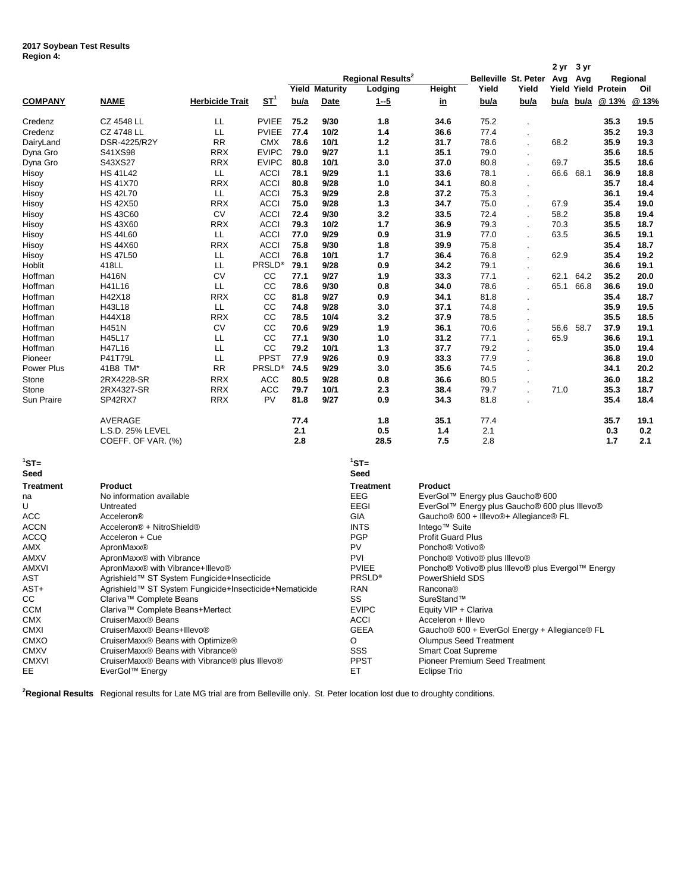**2017 Soybean Test Results**
**Region 4:**

| | | | | Regional Results[2] | | | | Belleville | St. Peter | 2 yr Avg | 3 yr Avg | Regional | |
|---|---|---|---|---|---|---|---|---|---|---|---|---|---|
| | | | | Yield | Maturity | Lodging | Height | Yield | Yield | Yield | Yield | Protein | Oil |
| **COMPANY** | **NAME** | **Herbicide Trait** | **ST[1]** | **bu/a** | **Date** | **1--5** | **in** | **bu/a** | **bu/a** | **bu/a** | **bu/a** | **@ 13%** | **@ 13%** |
| Credenz | CZ 4548 LL | LL | PVIEE | 75.2 | 9/30 | 1.8 | 34.6 | 75.2 | . | | | 35.3 | 19.5 |
| Credenz | CZ 4748 LL | LL | PVIEE | 77.4 | 10/2 | 1.4 | 36.6 | 77.4 | . | | | 35.2 | 19.3 |
| DairyLand | DSR-4225/R2Y | RR | CMX | 78.6 | 10/1 | 1.2 | 31.7 | 78.6 | . | 68.2 | | 35.9 | 19.3 |
| Dyna Gro | S41XS98 | RRX | EVIPC | 79.0 | 9/27 | 1.1 | 35.1 | 79.0 | . | | | 35.6 | 18.5 |
| Dyna Gro | S43XS27 | RRX | EVIPC | 80.8 | 10/1 | 3.0 | 37.0 | 80.8 | . | 69.7 | | 35.5 | 18.6 |
| Hisoy | HS 41L42 | LL | ACCI | 78.1 | 9/29 | 1.1 | 33.6 | 78.1 | . | 66.6 | 68.1 | 36.9 | 18.8 |
| Hisoy | HS 41X70 | RRX | ACCI | 80.8 | 9/28 | 1.0 | 34.1 | 80.8 | . | | | 35.7 | 18.4 |
| Hisoy | HS 42L70 | LL | ACCI | 75.3 | 9/29 | 2.8 | 37.2 | 75.3 | . | | | 36.1 | 19.4 |
| Hisoy | HS 42X50 | RRX | ACCI | 75.0 | 9/28 | 1.3 | 34.7 | 75.0 | . | 67.9 | | 35.4 | 19.0 |
| Hisoy | HS 43C60 | CV | ACCI | 72.4 | 9/30 | 3.2 | 33.5 | 72.4 | . | 58.2 | | 35.8 | 19.4 |
| Hisoy | HS 43X60 | RRX | ACCI | 79.3 | 10/2 | 1.7 | 36.9 | 79.3 | . | 70.3 | | 35.5 | 18.7 |
| Hisoy | HS 44L60 | LL | ACCI | 77.0 | 9/29 | 0.9 | 31.9 | 77.0 | . | 63.5 | | 36.5 | 19.1 |
| Hisoy | HS 44X60 | RRX | ACCI | 75.8 | 9/30 | 1.8 | 39.9 | 75.8 | . | | | 35.4 | 18.7 |
| Hisoy | HS 47L50 | LL | ACCI | 76.8 | 10/1 | 1.7 | 36.4 | 76.8 | . | 62.9 | | 35.4 | 19.2 |
| Hoblit | 418LL | LL | PRSLD® | 79.1 | 9/28 | 0.9 | 34.2 | 79.1 | . | | | 36.6 | 19.1 |
| Hoffman | H416N | CV | CC | 77.1 | 9/27 | 1.9 | 33.3 | 77.1 | . | 62.1 | 64.2 | 35.2 | 20.0 |
| Hoffman | H41L16 | LL | CC | 78.6 | 9/30 | 0.8 | 34.0 | 78.6 | . | 65.1 | 66.8 | 36.6 | 19.0 |
| Hoffman | H42X18 | RRX | CC | 81.8 | 9/27 | 0.9 | 34.1 | 81.8 | . | | | 35.4 | 18.7 |
| Hoffman | H43L18 | LL | CC | 74.8 | 9/28 | 3.0 | 37.1 | 74.8 | . | | | 35.9 | 19.5 |
| Hoffman | H44X18 | RRX | CC | 78.5 | 10/4 | 3.2 | 37.9 | 78.5 | . | | | 35.5 | 18.5 |
| Hoffman | H451N | CV | CC | 70.6 | 9/29 | 1.9 | 36.1 | 70.6 | . | 56.6 | 58.7 | 37.9 | 19.1 |
| Hoffman | H45L17 | LL | CC | 77.1 | 9/30 | 1.0 | 31.2 | 77.1 | . | 65.9 | | 36.6 | 19.1 |
| Hoffman | H47L16 | LL | CC | 79.2 | 10/1 | 1.3 | 37.7 | 79.2 | . | | | 35.0 | 19.4 |
| Pioneer | P41T79L | LL | PPST | 77.9 | 9/26 | 0.9 | 33.3 | 77.9 | . | | | 36.8 | 19.0 |
| Power Plus | 41B8 TM* | RR | PRSLD® | 74.5 | 9/29 | 3.0 | 35.6 | 74.5 | . | | | 34.1 | 20.2 |
| Stone | 2RX4228-SR | RRX | ACC | 80.5 | 9/28 | 0.8 | 36.6 | 80.5 | . | | | 36.0 | 18.2 |
| Stone | 2RX4327-SR | RRX | ACC | 79.7 | 10/1 | 2.3 | 38.4 | 79.7 | . | 71.0 | | 35.3 | 18.7 |
| Sun Praire | SP42RX7 | RRX | PV | 81.8 | 9/27 | 0.9 | 34.3 | 81.8 | . | | | 35.4 | 18.4 |
| | AVERAGE | | | 77.4 | | 1.8 | 35.1 | 77.4 | | | | 35.7 | 19.1 |
| | L.S.D. 25% LEVEL | | | 2.1 | | 0.5 | 1.4 | 2.1 | | | | 0.3 | 0.2 |
| | COEFF. OF VAR. (%) | | | 2.8 | | 28.5 | 7.5 | 2.8 | | | | 1.7 | 2.1 |

[1]ST= Seed

| Treatment | Product |
|---|---|
| na | No information available |
| U | Untreated |
| ACC | Acceleron® |
| ACCN | Acceleron® + NitroShield® |
| ACCQ | Acceleron + Cue |
| AMX | ApronMaxx® |
| AMXV | ApronMaxx® with Vibrance |
| AMXVI | ApronMaxx® with Vibrance+Illevo® |
| AST | Agrishield™ ST System Fungicide+Insecticide |
| AST+ | Agrishield™ ST System Fungicide+Insecticide+Nematicide |
| CC | Clariva™ Complete Beans |
| CCM | Clariva™ Complete Beans+Mertect |
| CMX | CruiserMaxx® Beans |
| CMXI | CruiserMaxx® Beans+Illevo® |
| CMXO | CruiserMaxx® Beans with Optimize® |
| CMXV | CruiserMaxx® Beans with Vibrance® |
| CMXVI | CruiserMaxx® Beans with Vibrance® plus Illevo® |
| EE | EverGol™ Energy |

[1]ST= Seed

| Treatment | Product |
|---|---|
| EEG | EverGol™ Energy plus Gaucho® 600 |
| EEGI | EverGol™ Energy plus Gaucho® 600 plus Illevo® |
| GIA | Gaucho® 600 + Illevo®+ Allegiance® FL |
| INTS | Intego™ Suite |
| PGP | Profit Guard Plus |
| PV | Poncho® Votivo® |
| PVI | Poncho® Votivo® plus Illevo® |
| PVIEE | Poncho® Votivo® plus Illevo® plus Evergol™ Energy |
| PRSLD® | PowerShield SDS |
| RAN | Rancona® |
| SS | SureStand™ |
| EVIPC | Equity VIP + Clariva |
| ACCI | Acceleron + Illevo |
| GEEA | Gaucho® 600 + EverGol Energy + Allegiance® FL |
| O | Olumpus Seed Treatment |
| SSS | Smart Coat Supreme |
| PPST | Pioneer Premium Seed Treatment |
| ET | Eclipse Trio |

[2]**Regional Results** Regional results for Late MG trial are from Belleville only. St. Peter location lost due to droughty conditions.